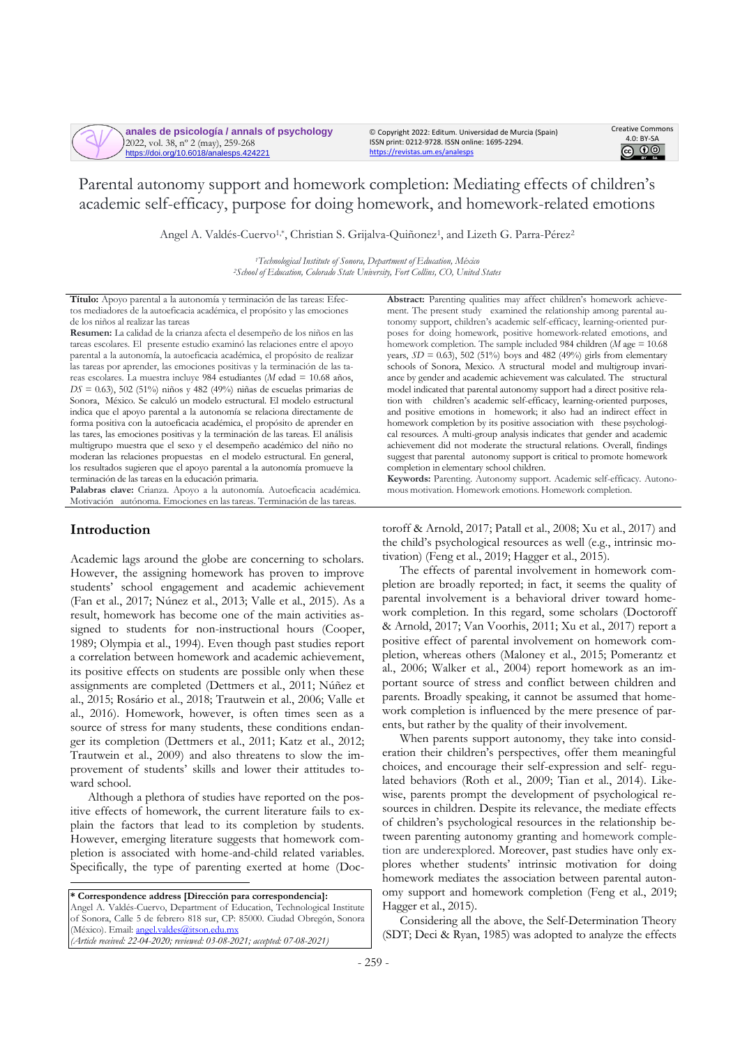# Parental autonomy support and homework completion: Mediating effects of children's academic self-efficacy, purpose for doing homework, and homework-related emotions

Angel A. Valdés-Cuervo[1,*], Christian S. Grijalva-Quiñonez[1], and Lizeth G. Parra-Pérez[2]

[1]*Technological Institute of Sonora, Department of Education, México*
[2]*School of Education, Colorado State University, Fort Collins, CO, United States*

**Título:** Apoyo parental a la autonomía y terminación de las tareas: Efectos mediadores de la autoeficacia académica, el propósito y las emociones de los niños al realizar las tareas

**Resumen:** La calidad de la crianza afecta el desempeño de los niños en las tareas escolares. El presente estudio examinó las relaciones entre el apoyo parental a la autonomía, la autoeficacia académica, el propósito de realizar las tareas por aprender, las emociones positivas y la terminación de las tareas escolares. La muestra incluye 984 estudiantes (*M* edad = 10.68 años, *DS* = 0.63), 502 (51%) niños y 482 (49%) niñas de escuelas primarias de Sonora, México. Se calculó un modelo estructural. El modelo estructural indica que el apoyo parental a la autonomía se relaciona directamente de forma positiva con la autoeficacia académica, el propósito de aprender en las tareas, las emociones positivas y la terminación de las tareas. El análisis multigrupo muestra que el sexo y el desempeño académico del niño no moderan las relaciones propuestas en el modelo estructural. En general, los resultados sugieren que el apoyo parental a la autonomía promueve la terminación de las tareas en la educación primaria.

**Palabras clave:** Crianza. Apoyo a la autonomía. Autoeficacia académica. Motivación autónoma. Emociones en las tareas. Terminación de las tareas.

**Abstract:** Parenting qualities may affect children's homework achievement. The present study examined the relationship among parental autonomy support, children's academic self-efficacy, learning-oriented purposes for doing homework, positive homework-related emotions, and homework completion. The sample included 984 children (*M* age = 10.68 years, *SD* = 0.63), 502 (51%) boys and 482 (49%) girls from elementary schools of Sonora, Mexico. A structural model and multigroup invariance by gender and academic achievement was calculated. The structural model indicated that parental autonomy support had a direct positive relation with children's academic self-efficacy, learning-oriented purposes, and positive emotions in homework; it also had an indirect effect in homework completion by its positive association with these psychological resources. A multi-group analysis indicates that gender and academic achievement did not moderate the structural relations. Overall, findings suggest that parental autonomy support is critical to promote homework completion in elementary school children.

**Keywords:** Parenting. Autonomy support. Academic self-efficacy. Autonomous motivation. Homework emotions. Homework completion.

## Introduction

Academic lags around the globe are concerning to scholars. However, the assigning homework has proven to improve students' school engagement and academic achievement (Fan et al., 2017; Núnez et al., 2013; Valle et al., 2015). As a result, homework has become one of the main activities assigned to students for non-instructional hours (Cooper, 1989; Olympia et al., 1994). Even though past studies report a correlation between homework and academic achievement, its positive effects on students are possible only when these assignments are completed (Dettmers et al., 2011; Núñez et al., 2015; Rosário et al., 2018; Trautwein et al., 2006; Valle et al., 2016). Homework, however, is often times seen as a source of stress for many students, these conditions endanger its completion (Dettmers et al., 2011; Katz et al., 2012; Trautwein et al., 2009) and also threatens to slow the improvement of students' skills and lower their attitudes toward school.

Although a plethora of studies have reported on the positive effects of homework, the current literature fails to explain the factors that lead to its completion by students. However, emerging literature suggests that homework completion is associated with home-and-child related variables. Specifically, the type of parenting exerted at home (Doctoroff & Arnold, 2017; Patall et al., 2008; Xu et al., 2017) and the child's psychological resources as well (e.g., intrinsic motivation) (Feng et al., 2019; Hagger et al., 2015).

The effects of parental involvement in homework completion are broadly reported; in fact, it seems the quality of parental involvement is a behavioral driver toward homework completion. In this regard, some scholars (Doctoroff & Arnold, 2017; Van Voorhis, 2011; Xu et al., 2017) report a positive effect of parental involvement on homework completion, whereas others (Maloney et al., 2015; Pomerantz et al., 2006; Walker et al., 2004) report homework as an important source of stress and conflict between children and parents. Broadly speaking, it cannot be assumed that homework completion is influenced by the mere presence of parents, but rather by the quality of their involvement.

When parents support autonomy, they take into consideration their children's perspectives, offer them meaningful choices, and encourage their self-expression and self-regulated behaviors (Roth et al., 2009; Tian et al., 2014). Likewise, parents prompt the development of psychological resources in children. Despite its relevance, the mediate effects of children's psychological resources in the relationship between parenting autonomy granting and homework completion are underexplored. Moreover, past studies have only explores whether students' intrinsic motivation for doing homework mediates the association between parental autonomy support and homework completion (Feng et al., 2019; Hagger et al., 2015).

Considering all the above, the Self-Determination Theory (SDT; Deci & Ryan, 1985) was adopted to analyze the effects

---

**\* Correspondence address [Dirección para correspondencia]:**
Angel A. Valdés-Cuervo, Department of Education, Technological Institute of Sonora, Calle 5 de febrero 818 sur, CP: 85000. Ciudad Obregón, Sonora (México). Email: angel.valdes@itson.edu.mx
*(Article received: 22-04-2020; reviewed: 03-08-2021; accepted: 07-08-2021)*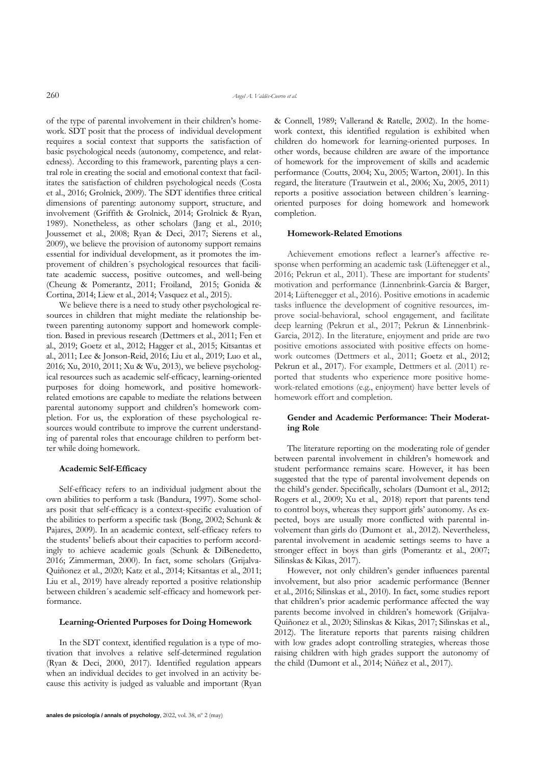of the type of parental involvement in their children's homework. SDT posit that the process of individual development requires a social context that supports the satisfaction of basic psychological needs (autonomy, competence, and relatedness). According to this framework, parenting plays a central role in creating the social and emotional context that facilitates the satisfaction of children psychological needs (Costa et al., 2016; Grolnick, 2009). The SDT identifies three critical dimensions of parenting: autonomy support, structure, and involvement (Griffith & Grolnick, 2014; Grolnick & Ryan, 1989). Nonetheless, as other scholars (Jang et al., 2010; Joussemet et al., 2008; Ryan & Deci, 2017; Sierens et al., 2009), we believe the provision of autonomy support remains essential for individual development, as it promotes the improvement of children´s psychological resources that facilitate academic success, positive outcomes, and well-being (Cheung & Pomerantz, 2011; Froiland, 2015; Gonida & Cortina, 2014; Liew et al., 2014; Vasquez et al., 2015).

We believe there is a need to study other psychological resources in children that might mediate the relationship between parenting autonomy support and homework completion. Based in previous research (Dettmers et al., 2011; Fen et al., 2019; Goetz et al., 2012; Hagger et al., 2015; Kitsantas et al., 2011; Lee & Jonson-Reid, 2016; Liu et al., 2019; Luo et al., 2016; Xu, 2010, 2011; Xu & Wu, 2013), we believe psychological resources such as academic self-efficacy, learning-oriented purposes for doing homework, and positive homework-related emotions are capable to mediate the relations between parental autonomy support and children's homework completion. For us, the exploration of these psychological resources would contribute to improve the current understanding of parental roles that encourage children to perform better while doing homework.

### Academic Self-Efficacy

Self-efficacy refers to an individual judgment about the own abilities to perform a task (Bandura, 1997). Some scholars posit that self-efficacy is a context-specific evaluation of the abilities to perform a specific task (Bong, 2002; Schunk & Pajares, 2009). In an academic context, self-efficacy refers to the students' beliefs about their capacities to perform accordingly to achieve academic goals (Schunk & DiBenedetto, 2016; Zimmerman, 2000). In fact, some scholars (Grijalva-Quiñonez et al., 2020; Katz et al., 2014; Kitsantas et al., 2011; Liu et al., 2019) have already reported a positive relationship between children´s academic self-efficacy and homework performance.

### Learning-Oriented Purposes for Doing Homework

In the SDT context, identified regulation is a type of motivation that involves a relative self-determined regulation (Ryan & Deci, 2000, 2017). Identified regulation appears when an individual decides to get involved in an activity because this activity is judged as valuable and important (Ryan & Connell, 1989; Vallerand & Ratelle, 2002). In the homework context, this identified regulation is exhibited when children do homework for learning-oriented purposes. In other words, because children are aware of the importance of homework for the improvement of skills and academic performance (Coutts, 2004; Xu, 2005; Warton, 2001). In this regard, the literature (Trautwein et al., 2006; Xu, 2005, 2011) reports a positive association between children´s learning-oriented purposes for doing homework and homework completion.

### Homework-Related Emotions

Achievement emotions reflect a learner's affective response when performing an academic task (Lüftenegger et al., 2016; Pekrun et al., 2011). These are important for students' motivation and performance (Linnenbrink-Garcia & Barger, 2014; Lüftenegger et al., 2016). Positive emotions in academic tasks influence the development of cognitive resources, improve social-behavioral, school engagement, and facilitate deep learning (Pekrun et al., 2017; Pekrun & Linnenbrink-Garcia, 2012). In the literature, enjoyment and pride are two positive emotions associated with positive effects on homework outcomes (Dettmers et al., 2011; Goetz et al., 2012; Pekrun et al., 2017). For example, Dettmers et al. (2011) reported that students who experience more positive homework-related emotions (e.g., enjoyment) have better levels of homework effort and completion.

### Gender and Academic Performance: Their Moderating Role

The literature reporting on the moderating role of gender between parental involvement in children's homework and student performance remains scare. However, it has been suggested that the type of parental involvement depends on the child's gender. Specifically, scholars (Dumont et al., 2012; Rogers et al., 2009; Xu et al., 2018) report that parents tend to control boys, whereas they support girls' autonomy. As expected, boys are usually more conflicted with parental involvement than girls do (Dumont et al., 2012). Nevertheless, parental involvement in academic settings seems to have a stronger effect in boys than girls (Pomerantz et al., 2007; Silinskas & Kikas, 2017).

However, not only children's gender influences parental involvement, but also prior academic performance (Benner et al., 2016; Silinskas et al., 2010). In fact, some studies report that children's prior academic performance affected the way parents become involved in children's homework (Grijalva-Quiñonez et al., 2020; Silinskas & Kikas, 2017; Silinskas et al., 2012). The literature reports that parents raising children with low grades adopt controlling strategies, whereas those raising children with high grades support the autonomy of the child (Dumont et al., 2014; Núñez et al., 2017).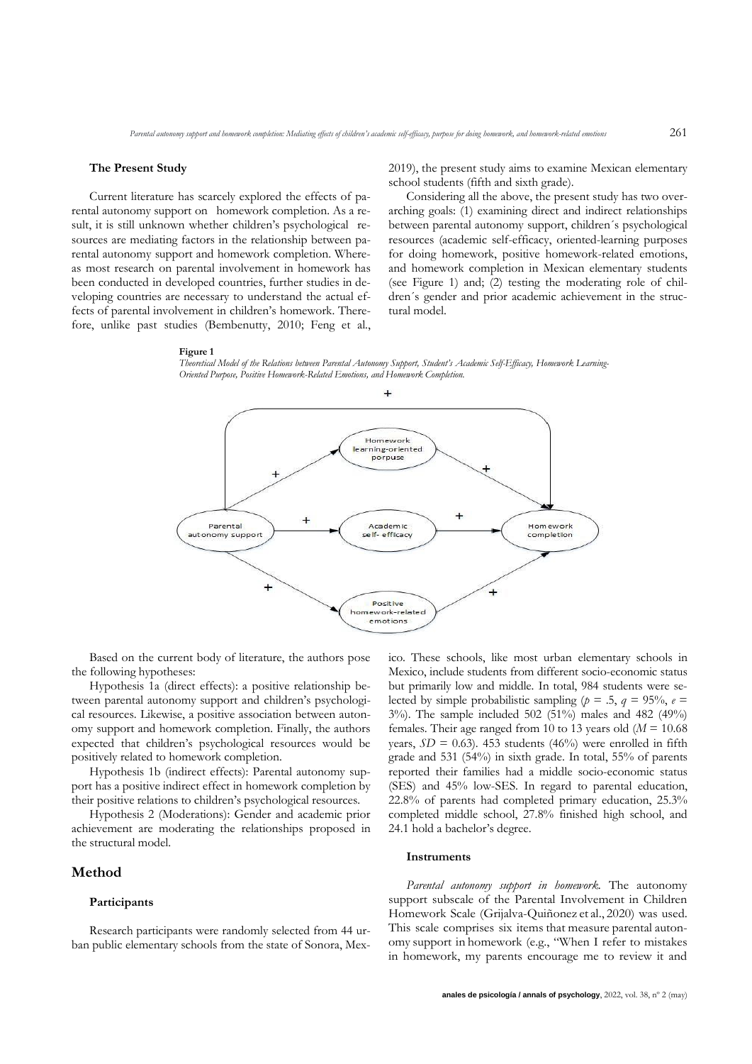### The Present Study

Current literature has scarcely explored the effects of parental autonomy support on homework completion. As a result, it is still unknown whether children's psychological resources are mediating factors in the relationship between parental autonomy support and homework completion. Whereas most research on parental involvement in homework has been conducted in developed countries, further studies in developing countries are necessary to understand the actual effects of parental involvement in children's homework. Therefore, unlike past studies (Bembenutty, 2010; Feng et al., 2019), the present study aims to examine Mexican elementary school students (fifth and sixth grade).

Considering all the above, the present study has two overarching goals: (1) examining direct and indirect relationships between parental autonomy support, children´s psychological resources (academic self-efficacy, oriented-learning purposes for doing homework, positive homework-related emotions, and homework completion in Mexican elementary students (see Figure 1) and; (2) testing the moderating role of children´s gender and prior academic achievement in the structural model.

**Figure 1**

*Theoretical Model of the Relations between Parental Autonomy Support, Student's Academic Self-Efficacy, Homework Learning-Oriented Purpose, Positive Homework-Related Emotions, and Homework Completion.*

Based on the current body of literature, the authors pose the following hypotheses:

Hypothesis 1a (direct effects): a positive relationship between parental autonomy support and children's psychological resources. Likewise, a positive association between autonomy support and homework completion. Finally, the authors expected that children's psychological resources would be positively related to homework completion.

Hypothesis 1b (indirect effects): Parental autonomy support has a positive indirect effect in homework completion by their positive relations to children's psychological resources.

Hypothesis 2 (Moderations): Gender and academic prior achievement are moderating the relationships proposed in the structural model.

## Method

### Participants

Research participants were randomly selected from 44 urban public elementary schools from the state of Sonora, Mexico. These schools, like most urban elementary schools in Mexico, include students from different socio-economic status but primarily low and middle. In total, 984 students were selected by simple probabilistic sampling ($p$ = .5, $q$ = 95%, $e$ = 3%). The sample included 502 (51%) males and 482 (49%) females. Their age ranged from 10 to 13 years old ($M$ = 10.68 years, $SD$ = 0.63). 453 students (46%) were enrolled in fifth grade and 531 (54%) in sixth grade. In total, 55% of parents reported their families had a middle socio-economic status (SES) and 45% low-SES. In regard to parental education, 22.8% of parents had completed primary education, 25.3% completed middle school, 27.8% finished high school, and 24.1 hold a bachelor's degree.

### Instruments

*Parental autonomy support in homework.* The autonomy support subscale of the Parental Involvement in Children Homework Scale (Grijalva-Quiñonez et al., 2020) was used. This scale comprises six items that measure parental autonomy support in homework (e.g., "When I refer to mistakes in homework, my parents encourage me to review it and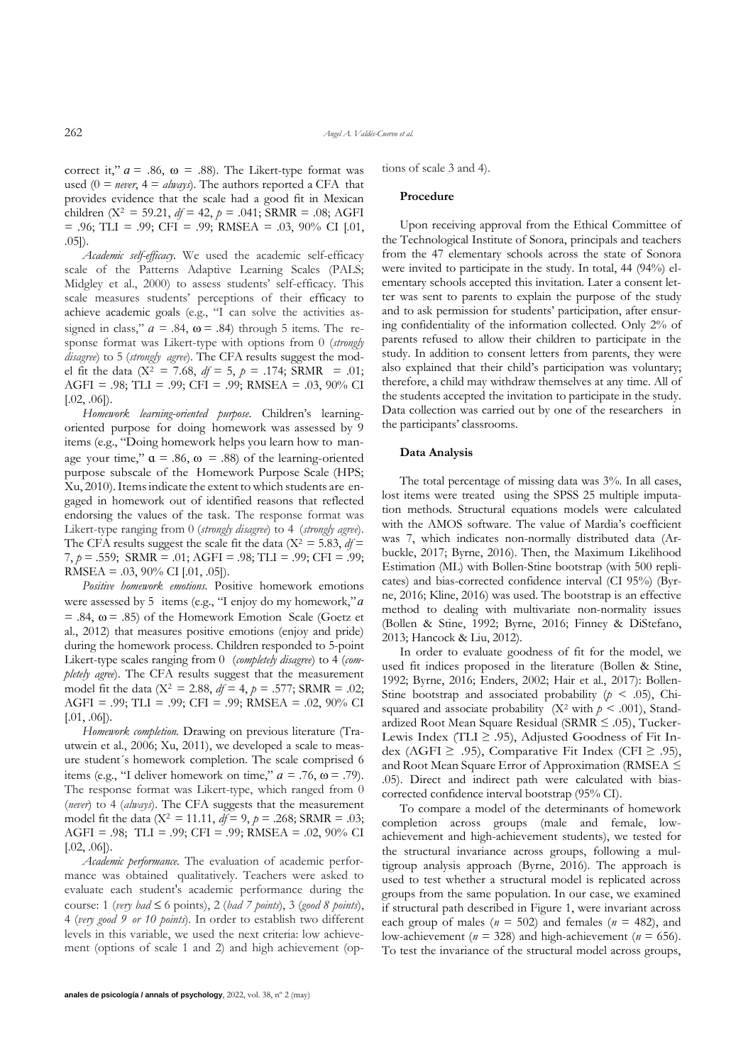correct it," $a$ = .86, ω = .88). The Likert-type format was used (0 = *never*, 4 = *always*). The authors reported a CFA that provides evidence that the scale had a good fit in Mexican children ($X^2$ = 59.21, *df* = 42, *p* = .041; SRMR = .08; AGFI = .96; TLI = .99; CFI = .99; RMSEA = .03, 90% CI [.01, .05]).

*Academic self-efficacy.* We used the academic self-efficacy scale of the Patterns Adaptive Learning Scales (PALS; Midgley et al., 2000) to assess students' self-efficacy. This scale measures students' perceptions of their efficacy to achieve academic goals (e.g., "I can solve the activities assigned in class," $a$ = .84, ω = .84) through 5 items. The response format was Likert-type with options from 0 (*strongly disagree*) to 5 (*strongly agree*). The CFA results suggest the model fit the data ($X^2$ = 7.68, *df* = 5, *p* = .174; SRMR = .01; AGFI = .98; TLI = .99; CFI = .99; RMSEA = .03, 90% CI [.02, .06]).

*Homework learning-oriented purpose*. Children's learning-oriented purpose for doing homework was assessed by 9 items (e.g., "Doing homework helps you learn how to manage your time," α = .86, ω = .88) of the learning-oriented purpose subscale of the Homework Purpose Scale (HPS; Xu, 2010). Items indicate the extent to which students are engaged in homework out of identified reasons that reflected endorsing the values of the task. The response format was Likert-type ranging from 0 (*strongly disagree*) to 4 (*strongly agree*). The CFA results suggest the scale fit the data ($X^2$ = 5.83, *df* = 7, *p* = .559; SRMR = .01; AGFI = .98; TLI = .99; CFI = .99; RMSEA = .03, 90% CI [.01, .05]).

*Positive homework emotions.* Positive homework emotions were assessed by 5 items (e.g., "I enjoy do my homework," $a$ = .84, ω = .85) of the Homework Emotion Scale (Goetz et al., 2012) that measures positive emotions (enjoy and pride) during the homework process. Children responded to 5-point Likert-type scales ranging from 0 (*completely disagree*) to 4 (*completely agree*). The CFA results suggest that the measurement model fit the data ($X^2$ = 2.88, *df* = 4, *p* = .577; SRMR = .02; AGFI = .99; TLI = .99; CFI = .99; RMSEA = .02, 90% CI [.01, .06]).

*Homework completion.* Drawing on previous literature (Trautwein et al., 2006; Xu, 2011), we developed a scale to measure student´s homework completion. The scale comprised 6 items (e.g., "I deliver homework on time," $a$ = .76, ω = .79). The response format was Likert-type, which ranged from 0 (*never*) to 4 (*always*). The CFA suggests that the measurement model fit the data ($X^2$ = 11.11, *df* = 9, *p* = .268; SRMR = .03; AGFI = .98; TLI = .99; CFI = .99; RMSEA = .02, 90% CI [.02, .06]).

*Academic performance.* The evaluation of academic performance was obtained qualitatively. Teachers were asked to evaluate each student's academic performance during the course: 1 (*very bad* ≤ 6 points), 2 (*bad 7 points*), 3 (*good 8 points*), 4 (*very good 9 or 10 points*). In order to establish two different levels in this variable, we used the next criteria: low achievement (options of scale 1 and 2) and high achievement (options of scale 3 and 4).

### Procedure

Upon receiving approval from the Ethical Committee of the Technological Institute of Sonora, principals and teachers from the 47 elementary schools across the state of Sonora were invited to participate in the study. In total, 44 (94%) elementary schools accepted this invitation. Later a consent letter was sent to parents to explain the purpose of the study and to ask permission for students' participation, after ensuring confidentiality of the information collected. Only 2% of parents refused to allow their children to participate in the study. In addition to consent letters from parents, they were also explained that their child's participation was voluntary; therefore, a child may withdraw themselves at any time. All of the students accepted the invitation to participate in the study. Data collection was carried out by one of the researchers in the participants' classrooms.

### Data Analysis

The total percentage of missing data was 3%. In all cases, lost items were treated using the SPSS 25 multiple imputation methods. Structural equations models were calculated with the AMOS software. The value of Mardia's coefficient was 7, which indicates non-normally distributed data (Arbuckle, 2017; Byrne, 2016). Then, the Maximum Likelihood Estimation (ML) with Bollen-Stine bootstrap (with 500 replicates) and bias-corrected confidence interval (CI 95%) (Byrne, 2016; Kline, 2016) was used. The bootstrap is an effective method to dealing with multivariate non-normality issues (Bollen & Stine, 1992; Byrne, 2016; Finney & DiStefano, 2013; Hancock & Liu, 2012).

In order to evaluate goodness of fit for the model, we used fit indices proposed in the literature (Bollen & Stine, 1992; Byrne, 2016; Enders, 2002; Hair et al., 2017): Bollen-Stine bootstrap and associated probability ($p$ < .05), Chi-squared and associate probability ($X^2$ with $p$ < .001), Standardized Root Mean Square Residual (SRMR ≤ .05), Tucker-Lewis Index (TLI ≥ .95), Adjusted Goodness of Fit Index (AGFI ≥ .95), Comparative Fit Index (CFI ≥ .95), and Root Mean Square Error of Approximation (RMSEA ≤ .05). Direct and indirect path were calculated with bias-corrected confidence interval bootstrap (95% CI).

To compare a model of the determinants of homework completion across groups (male and female, low-achievement and high-achievement students), we tested for the structural invariance across groups, following a multigroup analysis approach (Byrne, 2016). The approach is used to test whether a structural model is replicated across groups from the same population. In our case, we examined if structural path described in Figure 1, were invariant across each group of males ($n$ = 502) and females ($n$ = 482), and low-achievement ($n$ = 328) and high-achievement ($n$ = 656). To test the invariance of the structural model across groups,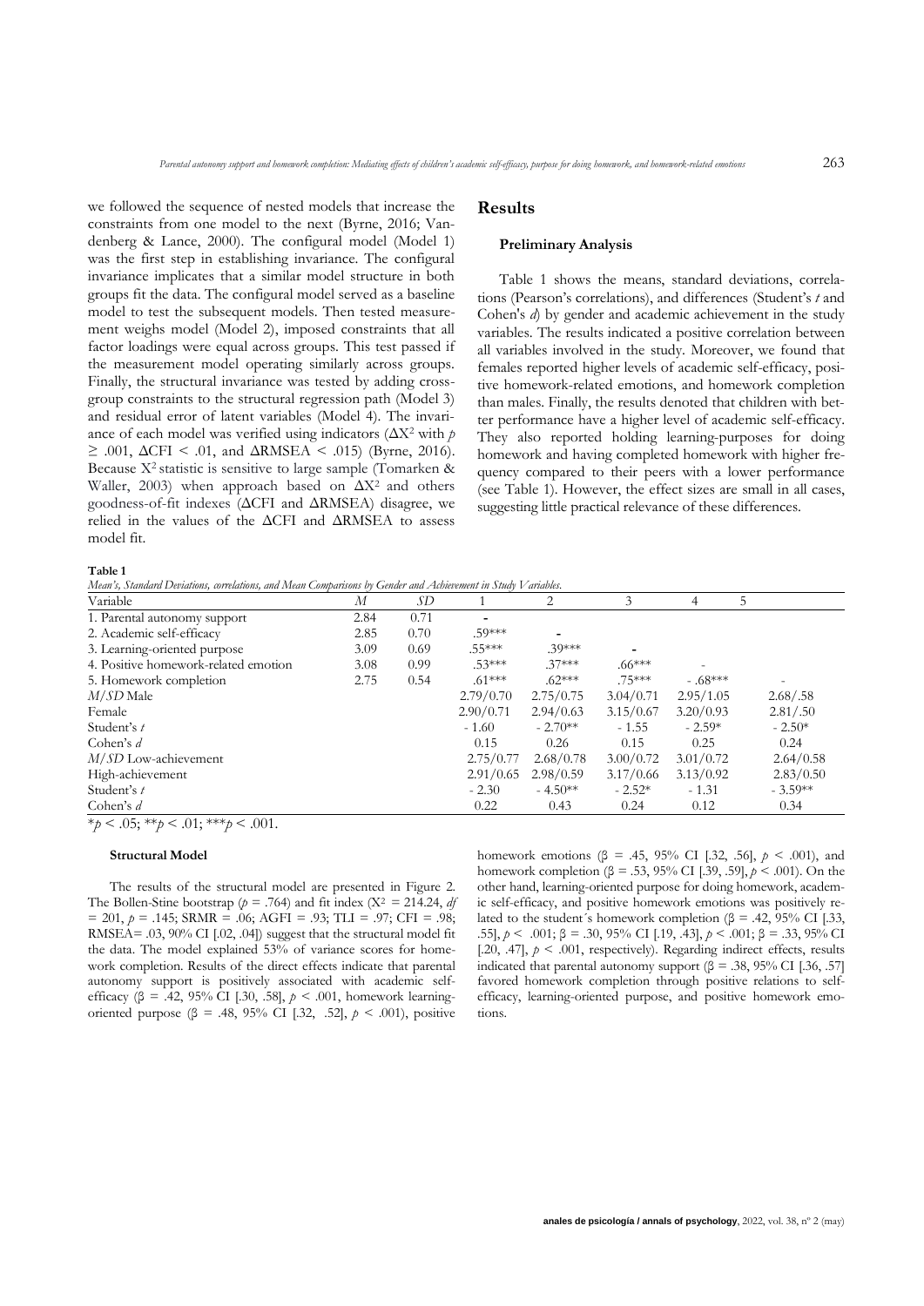we followed the sequence of nested models that increase the constraints from one model to the next (Byrne, 2016; Vandenberg & Lance, 2000). The configural model (Model 1) was the first step in establishing invariance. The configural invariance implicates that a similar model structure in both groups fit the data. The configural model served as a baseline model to test the subsequent models. Then tested measurement weighs model (Model 2), imposed constraints that all factor loadings were equal across groups. This test passed if the measurement model operating similarly across groups. Finally, the structural invariance was tested by adding cross-group constraints to the structural regression path (Model 3) and residual error of latent variables (Model 4). The invariance of each model was verified using indicators ($\Delta X^2$ with $p \geq .001$, $\Delta CFI < .01$, and $\Delta RMSEA < .015$) (Byrne, 2016). Because $X^2$ statistic is sensitive to large sample (Tomarken & Waller, 2003) when approach based on $\Delta X^2$ and others goodness-of-fit indexes ($\Delta CFI$ and $\Delta RMSEA$) disagree, we relied in the values of the $\Delta CFI$ and $\Delta RMSEA$ to assess model fit.

## Results

### Preliminary Analysis

Table 1 shows the means, standard deviations, correlations (Pearson's correlations), and differences (Student's *t* and Cohen's *d*) by gender and academic achievement in the study variables. The results indicated a positive correlation between all variables involved in the study. Moreover, we found that females reported higher levels of academic self-efficacy, positive homework-related emotions, and homework completion than males. Finally, the results denoted that children with better performance have a higher level of academic self-efficacy. They also reported holding learning-purposes for doing homework and having completed homework with higher frequency compared to their peers with a lower performance (see Table 1). However, the effect sizes are small in all cases, suggesting little practical relevance of these differences.

**Table 1**
*Mean's, Standard Deviations, correlations, and Mean Comparisons by Gender and Achievement in Study Variables.*

| Variable | *M* | *SD* | 1 | 2 | 3 | 4 | 5 |
|---|---|---|---|---|---|---|---|
| 1. Parental autonomy support | 2.84 | 0.71 | - | | | | |
| 2. Academic self-efficacy | 2.85 | 0.70 | .59*** | - | | | |
| 3. Learning-oriented purpose | 3.09 | 0.69 | .55*** | .39*** | - | | |
| 4. Positive homework-related emotion | 3.08 | 0.99 | .53*** | .37*** | .66*** | - | |
| 5. Homework completion | 2.75 | 0.54 | .61*** | .62*** | .75*** | - .68*** | - |
| *M/SD* Male | | | 2.79/0.70 | 2.75/0.75 | 3.04/0.71 | 2.95/1.05 | 2.68/.58 |
| Female | | | 2.90/0.71 | 2.94/0.63 | 3.15/0.67 | 3.20/0.93 | 2.81/.50 |
| Student's *t* | | | - 1.60 | - 2.70** | - 1.55 | - 2.59* | - 2.50* |
| Cohen's *d* | | | 0.15 | 0.26 | 0.15 | 0.25 | 0.24 |
| *M/SD* Low-achievement | | | 2.75/0.77 | 2.68/0.78 | 3.00/0.72 | 3.01/0.72 | 2.64/0.58 |
| High-achievement | | | 2.91/0.65 | 2.98/0.59 | 3.17/0.66 | 3.13/0.92 | 2.83/0.50 |
| Student's *t* | | | - 2.30 | - 4.50** | - 2.52* | - 1.31 | - 3.59** |
| Cohen's *d* | | | 0.22 | 0.43 | 0.24 | 0.12 | 0.34 |

*$p < .05$; **$p < .01$; ***$p < .001$.

### Structural Model

The results of the structural model are presented in Figure 2. The Bollen-Stine bootstrap ($p = .764$) and fit index ($X^2 = 214.24$, $df = 201$, $p = .145$; SRMR = .06; AGFI = .93; TLI = .97; CFI = .98; RMSEA= .03, 90% CI [.02, .04]) suggest that the structural model fit the data. The model explained 53% of variance scores for homework completion. Results of the direct effects indicate that parental autonomy support is positively associated with academic self-efficacy ($\beta = .42$, 95% CI [.30, .58], $p < .001$, homework learning-oriented purpose ($\beta = .48$, 95% CI [.32, .52], $p < .001$), positive homework emotions ($\beta = .45$, 95% CI [.32, .56], $p < .001$), and homework completion ($\beta = .53$, 95% CI [.39, .59], $p < .001$). On the other hand, learning-oriented purpose for doing homework, academic self-efficacy, and positive homework emotions was positively related to the student´s homework completion ($\beta = .42$, 95% CI [.33, .55], $p < .001$; $\beta = .30$, 95% CI [.19, .43], $p < .001$; $\beta = .33$, 95% CI [.20, .47], $p < .001$, respectively). Regarding indirect effects, results indicated that parental autonomy support ($\beta = .38$, 95% CI [.36, .57] favored homework completion through positive relations to self-efficacy, learning-oriented purpose, and positive homework emotions.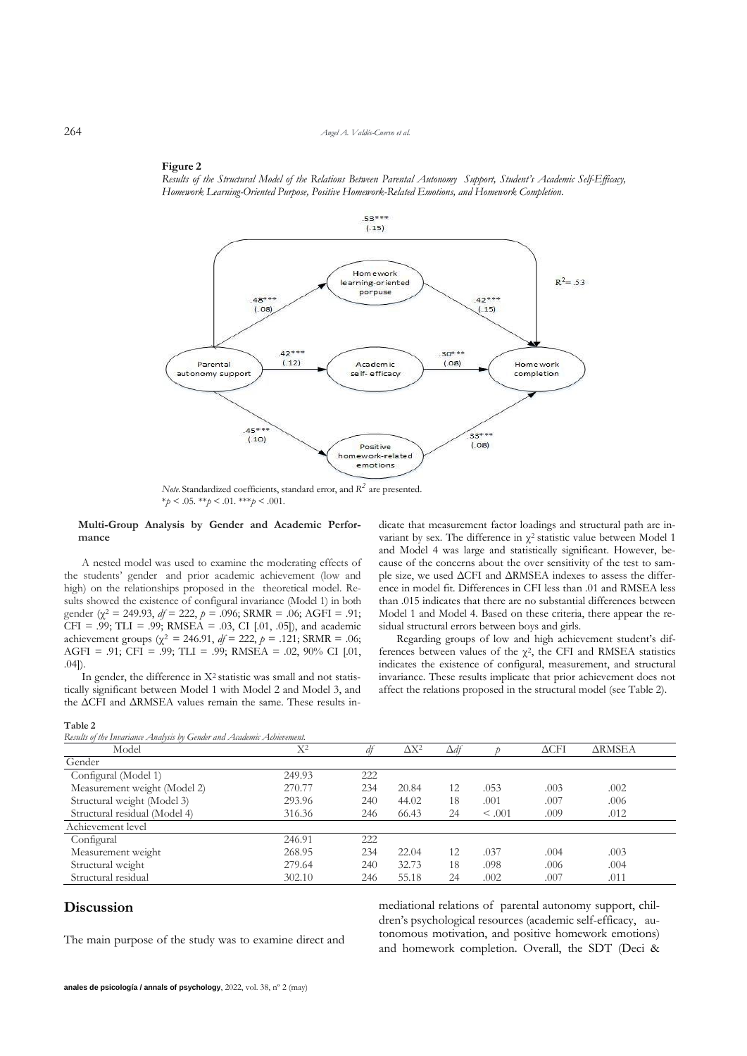**Figure 2**

*Results of the Structural Model of the Relations Between Parental Autonomy Support, Student's Academic Self-Efficacy, Homework Learning-Oriented Purpose, Positive Homework-Related Emotions, and Homework Completion.*

*Note.* Standardized coefficients, standard error, and $R^2$ are presented.
$^{*}p < .05$. $^{**}p < .01$. $^{***}p < .001$.

**Multi-Group Analysis by Gender and Academic Performance**

A nested model was used to examine the moderating effects of the students' gender and prior academic achievement (low and high) on the relationships proposed in the theoretical model. Results showed the existence of configural invariance (Model 1) in both gender ($\chi^2$ = 249.93, *df* = 222, *p* = .096; SRMR = .06; AGFI = .91; CFI = .99; TLI = .99; RMSEA = .03, CI [.01, .05]), and academic achievement groups ($\chi^2$ = 246.91, *df* = 222, *p* = .121; SRMR = .06; AGFI = .91; CFI = .99; TLI = .99; RMSEA = .02, 90% CI [.01, .04]).

In gender, the difference in $X^2$ statistic was small and not statistically significant between Model 1 with Model 2 and Model 3, and the ΔCFI and ΔRMSEA values remain the same. These results indicate that measurement factor loadings and structural path are invariant by sex. The difference in $\chi^2$ statistic value between Model 1 and Model 4 was large and statistically significant. However, because of the concerns about the over sensitivity of the test to sample size, we used ΔCFI and ΔRMSEA indexes to assess the difference in model fit. Differences in CFI less than .01 and RMSEA less than .015 indicates that there are no substantial differences between Model 1 and Model 4. Based on these criteria, there appear the residual structural errors between boys and girls.

Regarding groups of low and high achievement student's differences between values of the $\chi^2$, the CFI and RMSEA statistics indicates the existence of configural, measurement, and structural invariance. These results implicate that prior achievement does not affect the relations proposed in the structural model (see Table 2).

**Table 2**

*Results of the Invariance Analysis by Gender and Academic Achievement.*

| Model | $X^2$ | *df* | $\Delta X^2$ | $\Delta df$ | *p* | ΔCFI | ΔRMSEA |
|---|---|---|---|---|---|---|---|
| Gender | | | | | | | |
| Configural (Model 1) | 249.93 | 222 | | | | | |
| Measurement weight (Model 2) | 270.77 | 234 | 20.84 | 12 | .053 | .003 | .002 |
| Structural weight (Model 3) | 293.96 | 240 | 44.02 | 18 | .001 | .007 | .006 |
| Structural residual (Model 4) | 316.36 | 246 | 66.43 | 24 | < .001 | .009 | .012 |
| Achievement level | | | | | | | |
| Configural | 246.91 | 222 | | | | | |
| Measurement weight | 268.95 | 234 | 22.04 | 12 | .037 | .004 | .003 |
| Structural weight | 279.64 | 240 | 32.73 | 18 | .098 | .006 | .004 |
| Structural residual | 302.10 | 246 | 55.18 | 24 | .002 | .007 | .011 |

## Discussion

The main purpose of the study was to examine direct and mediational relations of parental autonomy support, children's psychological resources (academic self-efficacy, autonomous motivation, and positive homework emotions) and homework completion. Overall, the SDT (Deci &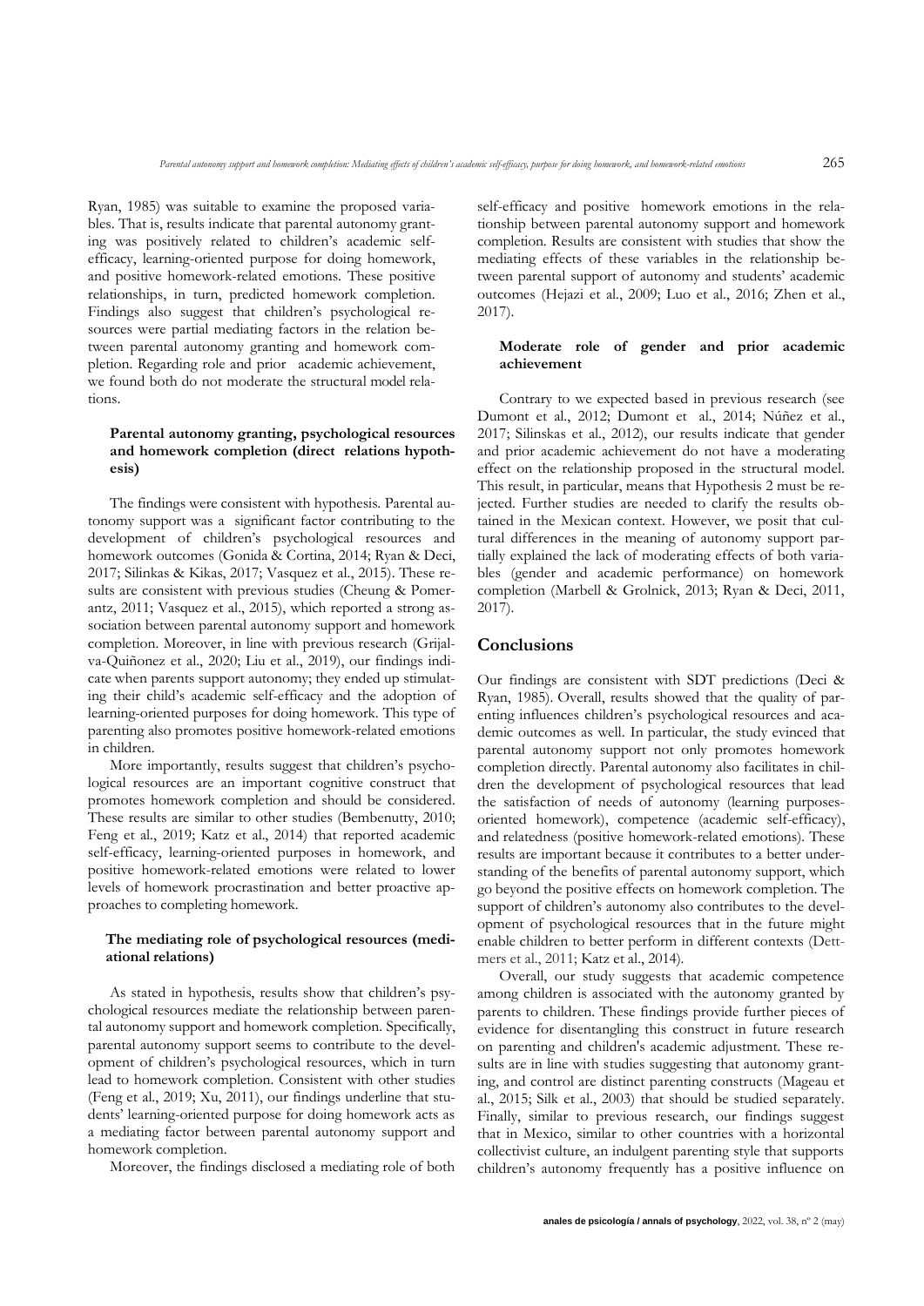Ryan, 1985) was suitable to examine the proposed variables. That is, results indicate that parental autonomy granting was positively related to children's academic self-efficacy, learning-oriented purpose for doing homework, and positive homework-related emotions. These positive relationships, in turn, predicted homework completion. Findings also suggest that children's psychological resources were partial mediating factors in the relation between parental autonomy granting and homework completion. Regarding role and prior academic achievement, we found both do not moderate the structural model relations.

### Parental autonomy granting, psychological resources and homework completion (direct relations hypothesis)

The findings were consistent with hypothesis. Parental autonomy support was a significant factor contributing to the development of children's psychological resources and homework outcomes (Gonida & Cortina, 2014; Ryan & Deci, 2017; Silinkas & Kikas, 2017; Vasquez et al., 2015). These results are consistent with previous studies (Cheung & Pomerantz, 2011; Vasquez et al., 2015), which reported a strong association between parental autonomy support and homework completion. Moreover, in line with previous research (Grijalva-Quiñonez et al., 2020; Liu et al., 2019), our findings indicate when parents support autonomy; they ended up stimulating their child's academic self-efficacy and the adoption of learning-oriented purposes for doing homework. This type of parenting also promotes positive homework-related emotions in children.

More importantly, results suggest that children's psychological resources are an important cognitive construct that promotes homework completion and should be considered. These results are similar to other studies (Bembenutty, 2010; Feng et al., 2019; Katz et al., 2014) that reported academic self-efficacy, learning-oriented purposes in homework, and positive homework-related emotions were related to lower levels of homework procrastination and better proactive approaches to completing homework.

### The mediating role of psychological resources (mediational relations)

As stated in hypothesis, results show that children's psychological resources mediate the relationship between parental autonomy support and homework completion. Specifically, parental autonomy support seems to contribute to the development of children's psychological resources, which in turn lead to homework completion. Consistent with other studies (Feng et al., 2019; Xu, 2011), our findings underline that students' learning-oriented purpose for doing homework acts as a mediating factor between parental autonomy support and homework completion.

Moreover, the findings disclosed a mediating role of both self-efficacy and positive homework emotions in the relationship between parental autonomy support and homework completion. Results are consistent with studies that show the mediating effects of these variables in the relationship between parental support of autonomy and students' academic outcomes (Hejazi et al., 2009; Luo et al., 2016; Zhen et al., 2017).

### Moderate role of gender and prior academic achievement

Contrary to we expected based in previous research (see Dumont et al., 2012; Dumont et al., 2014; Núñez et al., 2017; Silinskas et al., 2012), our results indicate that gender and prior academic achievement do not have a moderating effect on the relationship proposed in the structural model. This result, in particular, means that Hypothesis 2 must be rejected. Further studies are needed to clarify the results obtained in the Mexican context. However, we posit that cultural differences in the meaning of autonomy support partially explained the lack of moderating effects of both variables (gender and academic performance) on homework completion (Marbell & Grolnick, 2013; Ryan & Deci, 2011, 2017).

## Conclusions

Our findings are consistent with SDT predictions (Deci & Ryan, 1985). Overall, results showed that the quality of parenting influences children's psychological resources and academic outcomes as well. In particular, the study evinced that parental autonomy support not only promotes homework completion directly. Parental autonomy also facilitates in children the development of psychological resources that lead the satisfaction of needs of autonomy (learning purposes-oriented homework), competence (academic self-efficacy), and relatedness (positive homework-related emotions). These results are important because it contributes to a better understanding of the benefits of parental autonomy support, which go beyond the positive effects on homework completion. The support of children's autonomy also contributes to the development of psychological resources that in the future might enable children to better perform in different contexts (Dettmers et al., 2011; Katz et al., 2014).

Overall, our study suggests that academic competence among children is associated with the autonomy granted by parents to children. These findings provide further pieces of evidence for disentangling this construct in future research on parenting and children's academic adjustment. These results are in line with studies suggesting that autonomy granting, and control are distinct parenting constructs (Mageau et al., 2015; Silk et al., 2003) that should be studied separately. Finally, similar to previous research, our findings suggest that in Mexico, similar to other countries with a horizontal collectivist culture, an indulgent parenting style that supports children's autonomy frequently has a positive influence on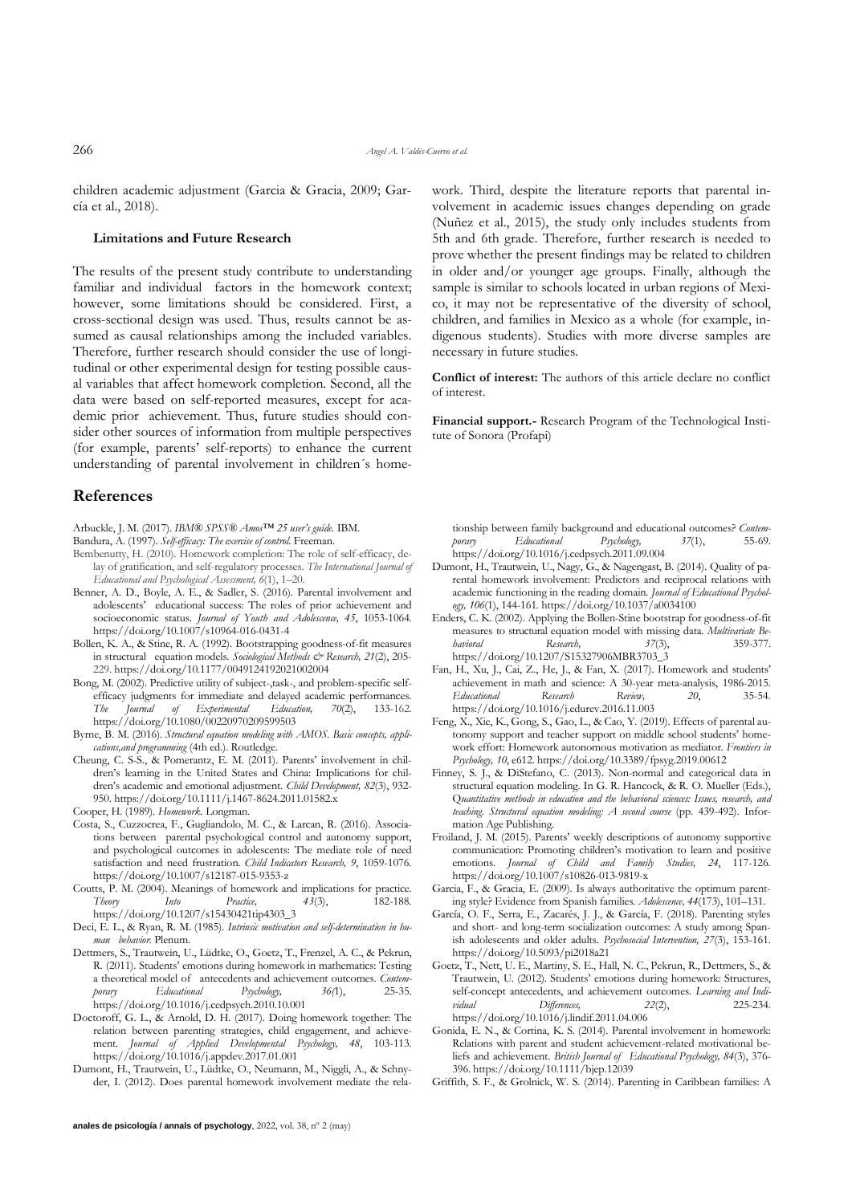children academic adjustment (Garcia & Gracia, 2009; García et al., 2018).

### Limitations and Future Research

The results of the present study contribute to understanding familiar and individual factors in the homework context; however, some limitations should be considered. First, a cross-sectional design was used. Thus, results cannot be assumed as causal relationships among the included variables. Therefore, further research should consider the use of longitudinal or other experimental design for testing possible causal variables that affect homework completion. Second, all the data were based on self-reported measures, except for academic prior achievement. Thus, future studies should consider other sources of information from multiple perspectives (for example, parents' self-reports) to enhance the current understanding of parental involvement in children´s homework. Third, despite the literature reports that parental involvement in academic issues changes depending on grade (Nuñez et al., 2015), the study only includes students from 5th and 6th grade. Therefore, further research is needed to prove whether the present findings may be related to children in older and/or younger age groups. Finally, although the sample is similar to schools located in urban regions of Mexico, it may not be representative of the diversity of school, children, and families in Mexico as a whole (for example, indigenous students). Studies with more diverse samples are necessary in future studies.

**Conflict of interest:** The authors of this article declare no conflict of interest.

**Financial support.-** Research Program of the Technological Institute of Sonora (Profapi)

## References

Arbuckle, J. M. (2017). *IBM® SPSS® Amos™ 25 user's guide.* IBM.

Bandura, A. (1997). *Self-efficacy: The exercise of control.* Freeman.

Bembenutty, H. (2010). Homework completion: The role of self-efficacy, delay of gratification, and self-regulatory processes. *The International Journal of Educational and Psychological Assessment, 6*(1), 1–20.

Benner, A. D., Boyle, A. E., & Sadler, S. (2016). Parental involvement and adolescents' educational success: The roles of prior achievement and socioeconomic status. *Journal of Youth and Adolescence, 45*, 1053-1064. https://doi.org/10.1007/s10964-016-0431-4

Bollen, K. A., & Stine, R. A. (1992). Bootstrapping goodness-of-fit measures in structural equation models. *Sociological Methods & Research, 21*(2), 205-229. https://doi.org/10.1177/0049124192021002004

Bong, M. (2002). Predictive utility of subject-,task-, and problem-specific self-efficacy judgments for immediate and delayed academic performances. *The Journal of Experimental Education, 70*(2), 133-162. https://doi.org/10.1080/00220970209599503

Byrne, B. M. (2016). *Structural equation modeling with AMOS. Basic concepts, applications,and programming* (4th ed.). Routledge.

Cheung, C. S-S., & Pomerantz, E. M. (2011). Parents' involvement in children's learning in the United States and China: Implications for children's academic and emotional adjustment. *Child Development, 82*(3), 932-950. https://doi.org/10.1111/j.1467-8624.2011.01582.x

Cooper, H. (1989). *Homework.* Longman.

Costa, S., Cuzzocrea, F., Gugliandolo, M. C., & Larcan, R. (2016). Associations between parental psychological control and autonomy support, and psychological outcomes in adolescents: The mediate role of need satisfaction and need frustration. *Child Indicators Research, 9*, 1059-1076. https://doi.org/10.1007/s12187-015-9353-z

Coutts, P. M. (2004). Meanings of homework and implications for practice. *Theory Into Practice, 43*(3), 182-188. https://doi.org/10.1207/s15430421tip4303_3

Deci, E. L., & Ryan, R. M. (1985). *Intrinsic motivation and self-determination in human behavior.* Plenum.

Dettmers, S., Trautwein, U., Lüdtke, O., Goetz, T., Frenzel, A. C., & Pekrun, R. (2011). Students' emotions during homework in mathematics: Testing a theoretical model of antecedents and achievement outcomes. *Contemporary Educational Psychology, 36*(1), 25-35. https://doi.org/10.1016/j.cedpsych.2010.10.001

Doctoroff, G. L., & Arnold, D. H. (2017). Doing homework together: The relation between parenting strategies, child engagement, and achievement. *Journal of Applied Developmental Psychology, 48*, 103-113. https://doi.org/10.1016/j.appdev.2017.01.001

Dumont, H., Trautwein, U., Lüdtke, O., Neumann, M., Niggli, A., & Schnyder, I. (2012). Does parental homework involvement mediate the relationship between family background and educational outcomes? *Contemporary Educational Psychology, 37*(1), 55-69. https://doi.org/10.1016/j.cedpsych.2011.09.004

Dumont, H., Trautwein, U., Nagy, G., & Nagengast, B. (2014). Quality of parental homework involvement: Predictors and reciprocal relations with academic functioning in the reading domain. *Journal of Educational Psychology, 106*(1), 144-161. https://doi.org/10.1037/a0034100

Enders, C. K. (2002). Applying the Bollen-Stine bootstrap for goodness-of-fit measures to structural equation model with missing data. *Multivariate Behavioral Research, 37*(3), 359-377. https://doi.org/10.1207/S15327906MBR3703_3

Fan, H., Xu, J., Cai, Z., He, J., & Fan, X. (2017). Homework and students' achievement in math and science: A 30-year meta-analysis, 1986-2015. *Educational Research Review, 20*, 35-54. https://doi.org/10.1016/j.edurev.2016.11.003

Feng, X., Xie, K., Gong, S., Gao, L., & Cao, Y. (2019). Effects of parental autonomy support and teacher support on middle school students' homework effort: Homework autonomous motivation as mediator. *Frontiers in Psychology, 10*, e612. https://doi.org/10.3389/fpsyg.2019.00612

Finney, S. J., & DiStefano, C. (2013). Non-normal and categorical data in structural equation modeling. In G. R. Hancock, & R. O. Mueller (Eds.), *Quantitative methods in education and the behavioral sciences: Issues, research, and teaching. Structural equation modeling: A second course* (pp. 439-492). Information Age Publishing.

Froiland, J. M. (2015). Parents' weekly descriptions of autonomy supportive communication: Promoting children's motivation to learn and positive emotions. *Journal of Child and Family Studies, 24*, 117-126. https://doi.org/10.1007/s10826-013-9819-x

Garcia, F., & Gracia, E. (2009). Is always authoritative the optimum parenting style? Evidence from Spanish families. *Adolescence, 44*(173), 101–131.

García, O. F., Serra, E., Zacarés, J. J., & García, F. (2018). Parenting styles and short- and long-term socialization outcomes: A study among Spanish adolescents and older adults. *Psychosocial Intervention, 27*(3), 153-161. https://doi.org/10.5093/pi2018a21

Goetz, T., Nett, U. E., Martiny, S. E., Hall, N. C., Pekrun, R., Dettmers, S., & Trautwein, U. (2012). Students' emotions during homework: Structures, self-concept antecedents, and achievement outcomes. *Learning and Individual Differences, 22*(2), 225-234. https://doi.org/10.1016/j.lindif.2011.04.006

Gonida, E. N., & Cortina, K. S. (2014). Parental involvement in homework: Relations with parent and student achievement-related motivational beliefs and achievement. *British Journal of Educational Psychology, 84*(3), 376-396. https://doi.org/10.1111/bjep.12039

Griffith, S. F., & Grolnick, W. S. (2014). Parenting in Caribbean families: A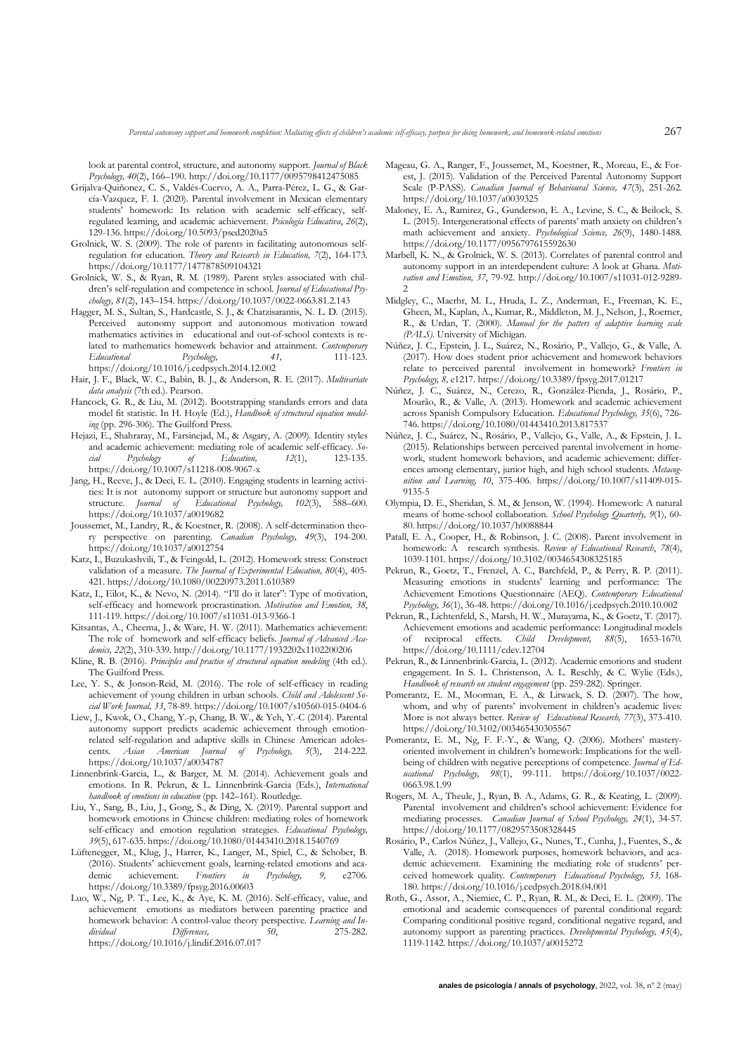look at parental control, structure, and autonomy support. *Journal of Black Psychology, 40*(2), 166–190. http://doi.org/10.1177/0095798412475085

Grijalva-Quiñonez, C. S., Valdés-Cuervo, A. A., Parra-Pérez, L. G., & García-Vazquez, F. I. (2020). Parental involvement in Mexican elementary students' homework: Its relation with academic self-efficacy, self-regulated learning, and academic achievement. *Psicología Educativa*, *26*(2), 129-136. https://doi.org/10.5093/psed2020a5

Grolnick, W. S. (2009). The role of parents in facilitating autonomous self-regulation for education. *Theory and Research in Education, 7*(2), 164-173. https://doi.org/10.1177/1477878509104321

Grolnick, W. S., & Ryan, R. M. (1989). Parent styles associated with children's self-regulation and competence in school. *Journal of Educational Psychology, 81*(2), 143–154. https://doi.org/10.1037/0022-0663.81.2.143

Hagger, M. S., Sultan, S., Hardcastle, S. J., & Chatzisarantis, N. L. D. (2015). Perceived autonomy support and autonomous motivation toward mathematics activities in educational and out-of-school contexts is related to mathematics homework behavior and attainment. *Contemporary Educational Psychology, 41,* 111-123. https://doi.org/10.1016/j.cedpsych.2014.12.002

Hair, J. F., Black, W. C., Babin, B. J., & Anderson, R. E. (2017). *Multivariate data analysis* (7th ed.). Pearson.

Hancock, G. R., & Liu, M. (2012). Bootstrapping standards errors and data model fit statistic. In H. Hoyle (Ed.), *Handbook of structural equation modeling* (pp. 296-306). The Guilford Press.

Hejazi, E., Shahraray, M., Farsinejad, M., & Asgary, A. (2009). Identity styles and academic achievement: mediating role of academic self-efficacy. *Social Psychology of Education, 12*(1), 123-135. https://doi.org/10.1007/s11218-008-9067-x

Jang, H., Reeve, J., & Deci, E. L. (2010). Engaging students in learning activities: It is not autonomy support or structure but autonomy support and structure. *Journal of Educational Psychology, 102*(3), 588–600. https://doi.org/10.1037/a0019682

Joussemet, M., Landry, R., & Koestner, R. (2008). A self-determination theory perspective on parenting. *Canadian Psychology, 49*(3), 194-200. https://doi.org/10.1037/a0012754

Katz, I., Buzukashvili, T., & Feingold, L. (2012). Homework stress: Construct validation of a measure. *The Journal of Experimental Education, 80*(4), 405-421. https://doi.org/10.1080/00220973.2011.610389

Katz, I., Eilot, K., & Nevo, N. (2014). "I'll do it later": Type of motivation, self-efficacy and homework procrastination. *Motivation and Emotion, 38*, 111-119. https://doi.org/10.1007/s11031-013-9366-1

Kitsantas, A., Cheema, J., & Ware, H. W. (2011). Mathematics achievement: The role of homework and self-efficacy beliefs. *Journal of Advanced Academics, 22*(2), 310-339. http://doi.org/10.1177/1932202x1102200206

Kline, R. B. (2016). *Principles and practice of structural equation modeling* (4th ed.). The Guilford Press.

Lee, Y. S., & Jonson-Reid, M. (2016). The role of self-efficacy in reading achievement of young children in urban schools. *Child and Adolescent Social Work Journal, 33*, 78-89. https://doi.org/10.1007/s10560-015-0404-6

Liew, J., Kwok, O., Chang, Y.-p, Chang, B. W., & Yeh, Y.-C (2014). Parental autonomy support predicts academic achievement through emotion-related self-regulation and adaptive skills in Chinese American adolescents. *Asian American Journal of Psychology, 5*(3), 214-222. https://doi.org/10.1037/a0034787

Linnenbrink-Garcia, L., & Barger, M. M. (2014). Achievement goals and emotions. In R. Pekrun, & L. Linnenbrink-Garcia (Eds.), *International handbook of emotions in education* (pp. 142–161). Routledge.

Liu, Y., Sang, B., Liu, J., Gong, S., & Ding, X. (2019). Parental support and homework emotions in Chinese children: mediating roles of homework self-efficacy and emotion regulation strategies. *Educational Psychology, 39*(5), 617-635. https://doi.org/10.1080/01443410.2018.1540769

Lüftenegger, M., Klug, J., Harrer, K., Langer, M., Spiel, C., & Schober, B. (2016). Students' achievement goals, learning-related emotions and academic achievement. *Frontiers in Psychology, 9,* e2706. https://doi.org/10.3389/fpsyg.2016.00603

Luo, W., Ng, P. T., Lee, K., & Aye, K. M. (2016). Self-efficacy, value, and achievement emotions as mediators between parenting practice and homework behavior: A control-value theory perspective. *Learning and Individual Differences, 50*, 275-282. https://doi.org/10.1016/j.lindif.2016.07.017

Mageau, G. A., Ranger, F., Joussemet, M., Koestner, R., Moreau, E., & Forest, J. (2015). Validation of the Perceived Parental Autonomy Support Scale (P-PASS). *Canadian Journal of Behavioural Science, 47*(3), 251-262. https://doi.org/10.1037/a0039325

Maloney, E. A., Ramirez, G., Gunderson, E. A., Levine, S. C., & Beilock, S. L. (2015). Intergenerational effects of parents' math anxiety on children's math achievement and anxiety. *Psychological Science, 26*(9), 1480-1488. https://doi.org/10.1177/0956797615592630

Marbell, K. N., & Grolnick, W. S. (2013). Correlates of parental control and autonomy support in an interdependent culture: A look at Ghana. *Motivation and Emotion, 37*, 79-92. http://doi.org/10.1007/s11031-012-9289-2

Midgley, C., Maerhr, M. L., Hruda, L. Z., Anderman, E., Freeman, K. E., Gheen, M., Kaplan, A., Kumar, R., Middleton, M. J., Nelson, J., Roerner, R., & Urdan, T. (2000). *Manual for the patters of adaptive learning scale (PALS)*. University of Michigan.

Núñez, J. C., Epstein, J. L., Suárez, N., Rosário, P., Vallejo, G., & Valle, A. (2017). How does student prior achievement and homework behaviors relate to perceived parental involvement in homework? *Frontiers in Psychology, 8*, e1217. https://doi.org/10.3389/fpsyg.2017.01217

Núñez, J. C., Suárez, N., Cerezo, R., González-Pienda, J., Rosário, P., Mourão, R., & Valle, A. (2013). Homework and academic achievement across Spanish Compulsory Education. *Educational Psychology, 35*(6), 726-746. https://doi.org/10.1080/01443410.2013.817537

Núñez, J. C., Suárez, N., Rosário, P., Vallejo, G., Valle, A., & Epstein, J. L. (2015). Relationships between perceived parental involvement in homework, student homework behaviors, and academic achievement: differences among elementary, junior high, and high school students. *Metacognition and Learning, 10*, 375-406. https://doi.org/10.1007/s11409-015-9135-5

Olympia, D. E., Sheridan, S. M., & Jenson, W. (1994). Homework: A natural means of home-school collaboration. *School Psychology Quarterly, 9*(1), 60-80. https://doi.org/10.1037/h0088844

Patall, E. A., Cooper, H., & Robinson, J. C. (2008). Parent involvement in homework: A research synthesis. *Review of Educational Research*, *78*(4), 1039-1101. https://doi.org/10.3102/0034654308325185

Pekrun, R., Goetz, T., Frenzel, A. C., Barchfeld, P., & Perry, R. P. (2011). Measuring emotions in students' learning and performance: The Achievement Emotions Questionnaire (AEQ). *Contemporary Educational Psychology, 36*(1), 36-48. https://doi.org/10.1016/j.cedpsych.2010.10.002

Pekrun, R., Lichtenfeld, S., Marsh, H. W., Murayama, K., & Goetz, T. (2017). Achievement emotions and academic performance: Longitudinal models of reciprocal effects. *Child Development, 88*(5), 1653-1670. https://doi.org/10.1111/cdev.12704

Pekrun, R., & Linnenbrink-Garcia, L. (2012). Academic emotions and student engagement. In S. L. Christenson, A. L. Reschly, & C. Wylie (Eds.), *Handbook of research on student engagement* (pp. 259-282). Springer.

Pomerantz, E. M., Moorman, E. A., & Litwack, S. D. (2007). The how, whom, and why of parents' involvement in children's academic lives: More is not always better. *Review of Educational Research, 77*(3), 373-410. https://doi.org/10.3102/003465430305567

Pomerantz, E. M., Ng, F. F.-Y., & Wang, Q. (2006). Mothers' mastery-oriented involvement in children's homework: Implications for the well-being of children with negative perceptions of competence. *Journal of Educational Psychology, 98*(1), 99-111. https://doi.org/10.1037/0022-0663.98.1.99

Rogers, M. A., Theule, J., Ryan, B. A., Adams, G. R., & Keating, L. (2009). Parental involvement and children's school achievement: Evidence for mediating processes. *Canadian Journal of School Psychology, 24*(1), 34-57. https://doi.org/10.1177/0829573508328445

Rosário, P., Carlos Núñez, J., Vallejo, G., Nunes, T., Cunha, J., Fuentes, S., & Valle, A. (2018). Homework purposes, homework behaviors, and academic achievement. Examining the mediating role of students' perceived homework quality. *Contemporary Educational Psychology, 53*, 168-180. https://doi.org/10.1016/j.cedpsych.2018.04.001

Roth, G., Assor, A., Niemiec, C. P., Ryan, R. M., & Deci, E. L. (2009). The emotional and academic consequences of parental conditional regard: Comparing conditional positive regard, conditional negative regard, and autonomy support as parenting practices. *Developmental Psychology, 45*(4), 1119-1142. https://doi.org/10.1037/a0015272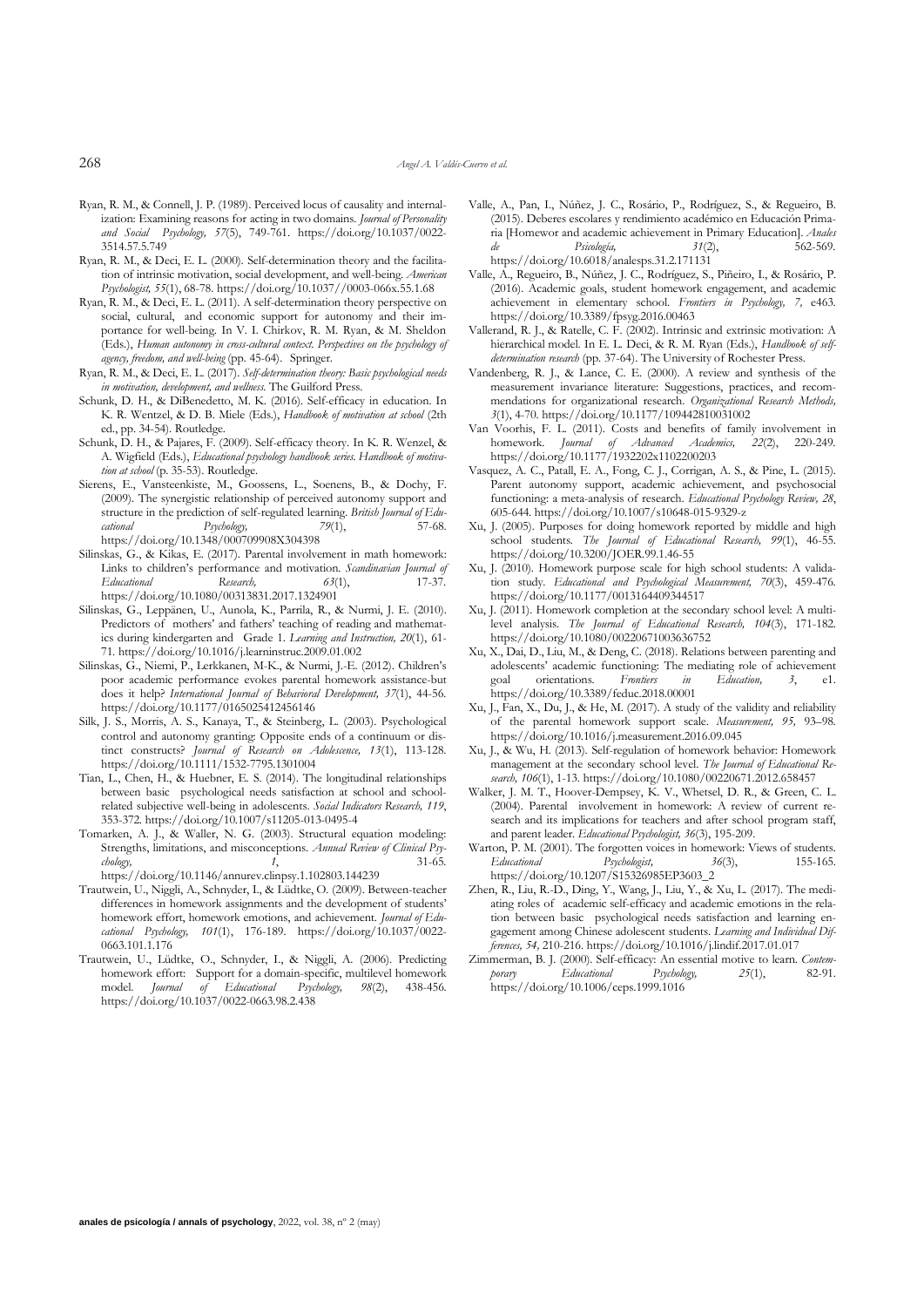Ryan, R. M., & Connell, J. P. (1989). Perceived locus of causality and internalization: Examining reasons for acting in two domains. *Journal of Personality and Social Psychology, 57*(5), 749-761. https://doi.org/10.1037/0022-3514.57.5.749

Ryan, R. M., & Deci, E. L. (2000). Self-determination theory and the facilitation of intrinsic motivation, social development, and well-being. *American Psychologist, 55*(1), 68-78. https://doi.org/10.1037//0003-066x.55.1.68

Ryan, R. M., & Deci, E. L. (2011). A self-determination theory perspective on social, cultural, and economic support for autonomy and their importance for well-being. In V. I. Chirkov, R. M. Ryan, & M. Sheldon (Eds.), *Human autonomy in cross-cultural context. Perspectives on the psychology of agency, freedom, and well-being* (pp. 45-64). Springer.

Ryan, R. M., & Deci, E. L. (2017). *Self-determination theory: Basic psychological needs in motivation, development, and wellness.* The Guilford Press.

Schunk, D. H., & DiBenedetto, M. K. (2016). Self-efficacy in education. In K. R. Wentzel, & D. B. Miele (Eds.), *Handbook of motivation at school* (2th ed., pp. 34-54). Routledge.

Schunk, D. H., & Pajares, F. (2009). Self-efficacy theory. In K. R. Wenzel, & A. Wigfield (Eds.), *Educational psychology handbook series. Handbook of motivation at school* (p. 35-53). Routledge.

Sierens, E., Vansteenkiste, M., Goossens, L., Soenens, B., & Dochy, F. (2009). The synergistic relationship of perceived autonomy support and structure in the prediction of self-regulated learning. *British Journal of Educational Psychology, 79*(1), 57-68. https://doi.org/10.1348/000709908X304398

Silinskas, G., & Kikas, E. (2017). Parental involvement in math homework: Links to children's performance and motivation. *Scandinavian Journal of Educational Research, 63*(1), 17-37. https://doi.org/10.1080/00313831.2017.1324901

Silinskas, G., Leppänen, U., Aunola, K., Parrila, R., & Nurmi, J. E. (2010). Predictors of mothers' and fathers' teaching of reading and mathematics during kindergarten and Grade 1. *Learning and Instruction, 20*(1), 61-71. https://doi.org/10.1016/j.learninstruc.2009.01.002

Silinskas, G., Niemi, P., Lerkkanen, M-K., & Nurmi, J.-E. (2012). Children's poor academic performance evokes parental homework assistance-but does it help? *International Journal of Behavioral Development, 37*(1), 44-56. https://doi.org/10.1177/0165025412456146

Silk, J. S., Morris, A. S., Kanaya, T., & Steinberg, L. (2003). Psychological control and autonomy granting: Opposite ends of a continuum or distinct constructs? *Journal of Research on Adolescence, 13*(1), 113-128. https://doi.org/10.1111/1532-7795.1301004

Tian, L., Chen, H., & Huebner, E. S. (2014). The longitudinal relationships between basic psychological needs satisfaction at school and school-related subjective well-being in adolescents. *Social Indicators Research, 119*, 353-372. https://doi.org/10.1007/s11205-013-0495-4

Tomarken, A. J., & Waller, N. G. (2003). Structural equation modeling: Strengths, limitations, and misconceptions. *Annual Review of Clinical Psychology, 1*, 31-65. https://doi.org/10.1146/annurev.clinpsy.1.102803.144239

Trautwein, U., Niggli, A., Schnyder, I., & Lüdtke, O. (2009). Between-teacher differences in homework assignments and the development of students' homework effort, homework emotions, and achievement. *Journal of Educational Psychology, 101*(1), 176-189. https://doi.org/10.1037/0022-0663.101.1.176

Trautwein, U., Lüdtke, O., Schnyder, I., & Niggli, A. (2006). Predicting homework effort: Support for a domain-specific, multilevel homework model. *Journal of Educational Psychology, 98*(2), 438-456. https://doi.org/10.1037/0022-0663.98.2.438

Valle, A., Pan, I., Núñez, J. C., Rosário, P., Rodríguez, S., & Regueiro, B. (2015). Deberes escolares y rendimiento académico en Educación Primaria [Homewor and academic achievement in Primary Education]. *Anales de Psicología, 31*(2), 562-569. https://doi.org/10.6018/analesps.31.2.171131

Valle, A., Regueiro, B., Núñez, J. C., Rodríguez, S., Piñeiro, I., & Rosário, P. (2016). Academic goals, student homework engagement, and academic achievement in elementary school. *Frontiers in Psychology, 7,* e463. https://doi.org/10.3389/fpsyg.2016.00463

Vallerand, R. J., & Ratelle, C. F. (2002). Intrinsic and extrinsic motivation: A hierarchical model. In E. L. Deci, & R. M. Ryan (Eds.), *Handbook of self-determination research* (pp. 37-64). The University of Rochester Press.

Vandenberg, R. J., & Lance, C. E. (2000). A review and synthesis of the measurement invariance literature: Suggestions, practices, and recommendations for organizational research. *Organizational Research Methods, 3*(1), 4-70. https://doi.org/10.1177/109442810031002

Van Voorhis, F. L. (2011). Costs and benefits of family involvement in homework. *Journal of Advanced Academics, 22*(2), 220-249. https://doi.org/10.1177/1932202x1102200203

Vasquez, A. C., Patall, E. A., Fong, C. J., Corrigan, A. S., & Pine, L. (2015). Parent autonomy support, academic achievement, and psychosocial functioning: a meta-analysis of research. *Educational Psychology Review, 28*, 605-644. https://doi.org/10.1007/s10648-015-9329-z

Xu, J. (2005). Purposes for doing homework reported by middle and high school students. *The Journal of Educational Research, 99*(1), 46-55. https://doi.org/10.3200/JOER.99.1.46-55

Xu, J. (2010). Homework purpose scale for high school students: A validation study. *Educational and Psychological Measurement, 70*(3), 459-476. https://doi.org/10.1177/0013164409344517

Xu, J. (2011). Homework completion at the secondary school level: A multilevel analysis. *The Journal of Educational Research, 104*(3), 171-182. https://doi.org/10.1080/00220671003636752

Xu, X., Dai, D., Liu, M., & Deng, C. (2018). Relations between parenting and adolescents' academic functioning: The mediating role of achievement goal orientations. *Frontiers in Education, 3*, e1. https://doi.org/10.3389/feduc.2018.00001

Xu, J., Fan, X., Du, J., & He, M. (2017). A study of the validity and reliability of the parental homework support scale. *Measurement, 95,* 93–98. https://doi.org/10.1016/j.measurement.2016.09.045

Xu, J., & Wu, H. (2013). Self-regulation of homework behavior: Homework management at the secondary school level. *The Journal of Educational Research, 106*(1), 1-13. https://doi.org/10.1080/00220671.2012.658457

Walker, J. M. T., Hoover-Dempsey, K. V., Whetsel, D. R., & Green, C. L. (2004). Parental involvement in homework: A review of current research and its implications for teachers and after school program staff, and parent leader. *Educational Psychologist, 36*(3), 195-209.

Warton, P. M. (2001). The forgotten voices in homework: Views of students. *Educational Psychologist, 36*(3), 155-165. https://doi.org/10.1207/S15326985EP3603_2

Zhen, R., Liu, R.-D., Ding, Y., Wang, J., Liu, Y., & Xu, L. (2017). The mediating roles of academic self-efficacy and academic emotions in the relation between basic psychological needs satisfaction and learning engagement among Chinese adolescent students. *Learning and Individual Differences, 54,* 210-216. https://doi.org/10.1016/j.lindif.2017.01.017

Zimmerman, B. J. (2000). Self-efficacy: An essential motive to learn. *Contemporary Educational Psychology, 25*(1), 82-91. https://doi.org/10.1006/ceps.1999.1016